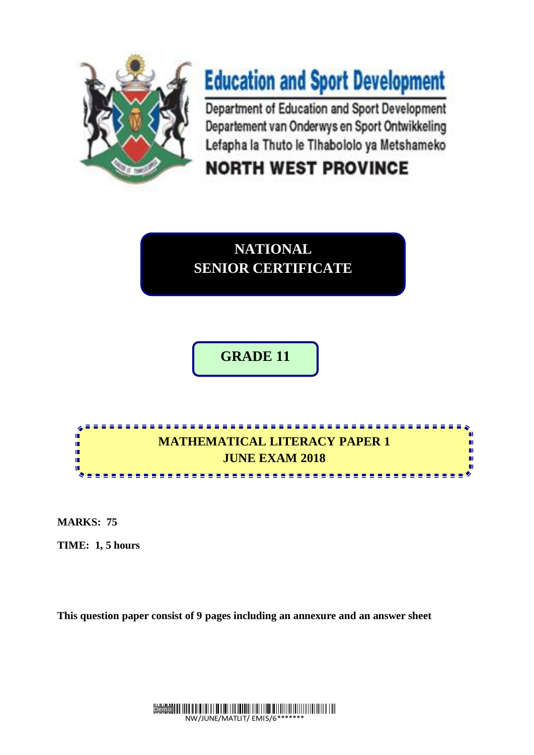# Education and Sport Development

Department of Education and Sport Development
Departement van Onderwys en Sport Ontwikkeling
Lefapha la Thuto le Tlhabololo ya Metshameko

## NORTH WEST PROVINCE

## NATIONAL SENIOR CERTIFICATE

## GRADE 11

## MATHEMATICAL LITERACY PAPER 1
## JUNE EXAM 2018

**MARKS: 75**

**TIME: 1, 5 hours**

**This question paper consist of 9 pages including an annexure and an answer sheet**

NW/JUNE/MATLIT/ EMIS/6*******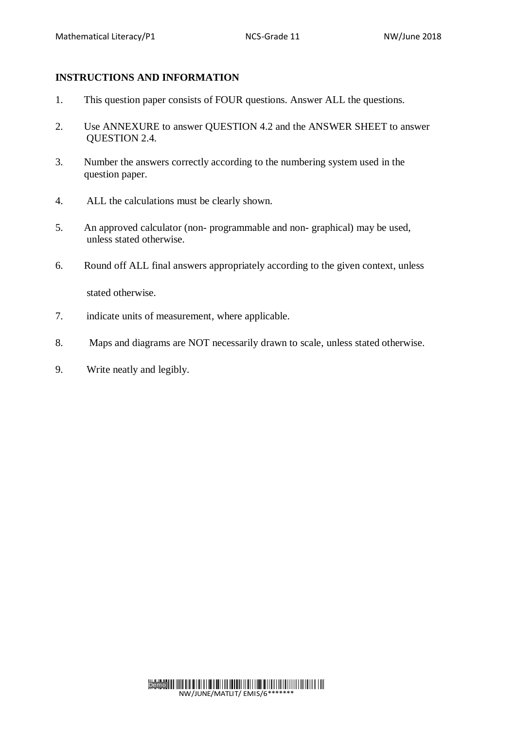**INSTRUCTIONS AND INFORMATION**

1. This question paper consists of FOUR questions. Answer ALL the questions.

2. Use ANNEXURE to answer QUESTION 4.2 and the ANSWER SHEET to answer QUESTION 2.4.

3. Number the answers correctly according to the numbering system used in the question paper.

4. ALL the calculations must be clearly shown.

5. An approved calculator (non- programmable and non- graphical) may be used, unless stated otherwise.

6. Round off ALL final answers appropriately according to the given context, unless stated otherwise.

7. indicate units of measurement, where applicable.

8. Maps and diagrams are NOT necessarily drawn to scale, unless stated otherwise.

9. Write neatly and legibly.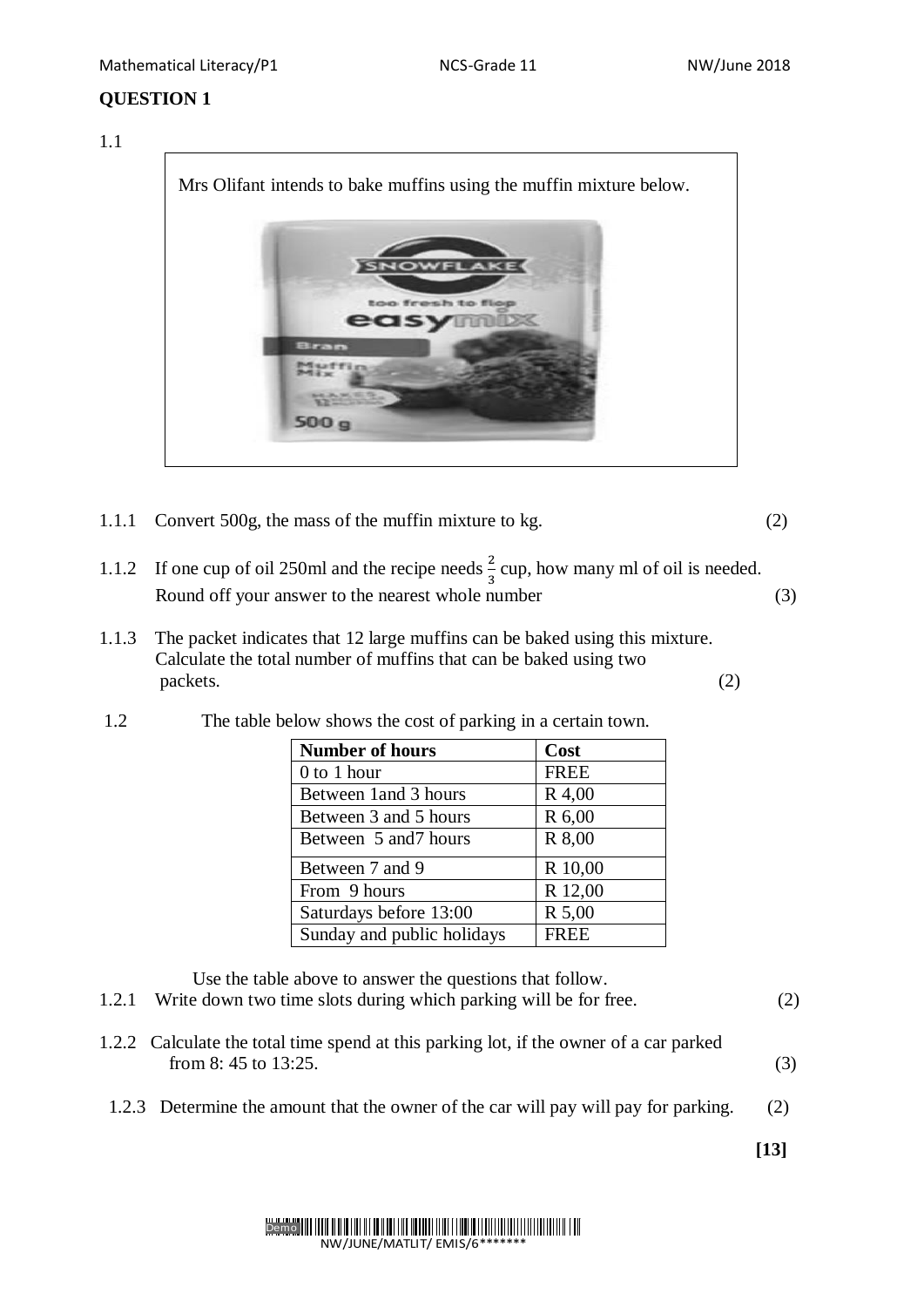**QUESTION 1**

1.1

Mrs Olifant intends to bake muffins using the muffin mixture below.

1.1.1 Convert 500g, the mass of the muffin mixture to kg. (2)

1.1.2 If one cup of oil 250ml and the recipe needs $\frac{2}{3}$ cup, how many ml of oil is needed. Round off your answer to the nearest whole number (3)

1.1.3 The packet indicates that 12 large muffins can be baked using this mixture. Calculate the total number of muffins that can be baked using two packets. (2)

1.2 The table below shows the cost of parking in a certain town.

| Number of hours | Cost |
|---|---|
| 0 to 1 hour | FREE |
| Between 1and 3 hours | R 4,00 |
| Between 3 and 5 hours | R 6,00 |
| Between 5 and7 hours | R 8,00 |
| Between 7 and 9 | R 10,00 |
| From 9 hours | R 12,00 |
| Saturdays before 13:00 | R 5,00 |
| Sunday and public holidays | FREE |

Use the table above to answer the questions that follow.

1.2.1 Write down two time slots during which parking will be for free. (2)

1.2.2 Calculate the total time spend at this parking lot, if the owner of a car parked from 8: 45 to 13:25. (3)

1.2.3 Determine the amount that the owner of the car will pay will pay for parking. (2)

**[13]**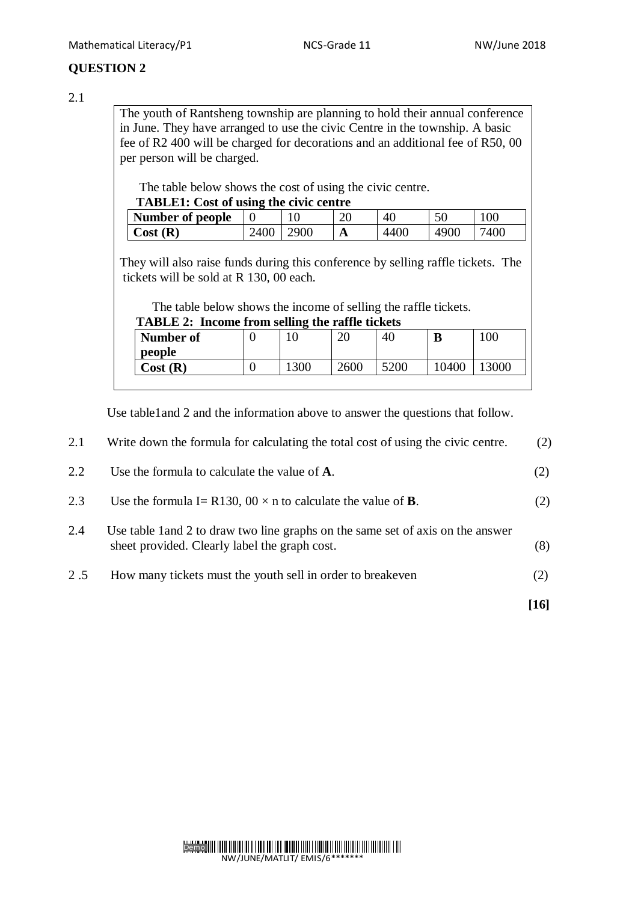## QUESTION 2

2.1

The youth of Rantsheng township are planning to hold their annual conference in June. They have arranged to use the civic Centre in the township. A basic fee of R2 400 will be charged for decorations and an additional fee of R50, 00 per person will be charged.

The table below shows the cost of using the civic centre.

**TABLE1: Cost of using the civic centre**

| **Number of people** | 0 | 10 | 20 | 40 | 50 | 100 |
|---|---|---|---|---|---|---|
| **Cost (R)** | 2400 | 2900 | **A** | 4400 | 4900 | 7400 |

They will also raise funds during this conference by selling raffle tickets. The tickets will be sold at R 130, 00 each.

The table below shows the income of selling the raffle tickets.

**TABLE 2: Income from selling the raffle tickets**

| **Number of people** | 0 | 10 | 20 | 40 | **B** | 100 |
|---|---|---|---|---|---|---|
| **Cost (R)** | 0 | 1300 | 2600 | 5200 | 10400 | 13000 |

Use table1and 2 and the information above to answer the questions that follow.

2.1 Write down the formula for calculating the total cost of using the civic centre. (2)

2.2 Use the formula to calculate the value of **A**. (2)

2.3 Use the formula I= R130, 00 × n to calculate the value of **B**. (2)

2.4 Use table 1and 2 to draw two line graphs on the same set of axis on the answer sheet provided. Clearly label the graph cost. (8)

2 .5 How many tickets must the youth sell in order to breakeven (2)

**[16]**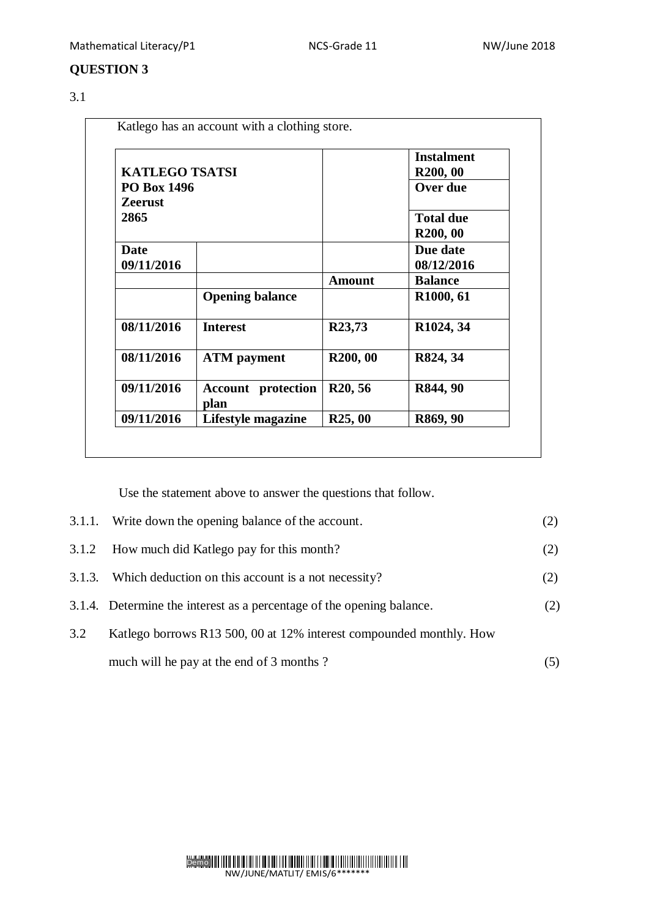## QUESTION 3

3.1

Katlego has an account with a clothing store.

| **KATLEGO TSATSI**<br>**PO Box 1496**<br>**Zeerust**<br>**2865** | | | **Instalment**<br>**R200, 00**<br>**Over due**<br><br>**Total due**<br>**R200, 00** |
|---|---|---|---|
| **Date**<br>**09/11/2016** | | | **Due date**<br>**08/12/2016** |
| | | **Amount** | **Balance** |
| | **Opening balance** | | **R1000, 61** |
| **08/11/2016** | **Interest** | **R23,73** | **R1024, 34** |
| **08/11/2016** | **ATM payment** | **R200, 00** | **R824, 34** |
| **09/11/2016** | **Account protection plan** | **R20, 56** | **R844, 90** |
| **09/11/2016** | **Lifestyle magazine** | **R25, 00** | **R869, 90** |

Use the statement above to answer the questions that follow.

3.1.1. Write down the opening balance of the account. (2)

3.1.2 How much did Katlego pay for this month? (2)

3.1.3. Which deduction on this account is a not necessity? (2)

3.1.4. Determine the interest as a percentage of the opening balance. (2)

3.2 Katlego borrows R13 500, 00 at 12% interest compounded monthly. How much will he pay at the end of 3 months ? (5)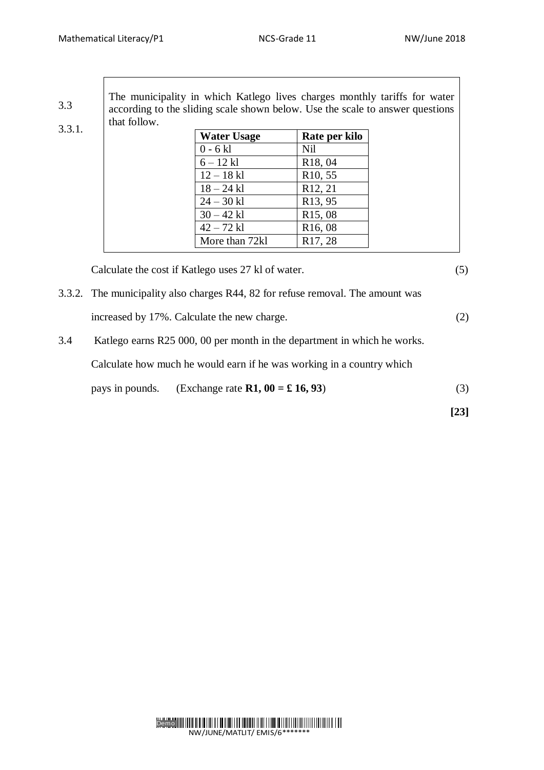3.3

3.3.1.

The municipality in which Katlego lives charges monthly tariffs for water according to the sliding scale shown below. Use the scale to answer questions that follow.

| Water Usage | Rate per kilo |
|---|---|
| 0 - 6 kl | Nil |
| 6 – 12 kl | R18, 04 |
| 12 – 18 kl | R10, 55 |
| 18 – 24 kl | R12, 21 |
| 24 – 30 kl | R13, 95 |
| 30 – 42 kl | R15, 08 |
| 42 – 72 kl | R16, 08 |
| More than 72kl | R17, 28 |

Calculate the cost if Katlego uses 27 kl of water. (5)

3.3.2. The municipality also charges R44, 82 for refuse removal. The amount was increased by 17%. Calculate the new charge. (2)

3.4 Katlego earns R25 000, 00 per month in the department in which he works. Calculate how much he would earn if he was working in a country which pays in pounds. (Exchange rate **R1, 00 = £ 16, 93**) (3)

**[23]**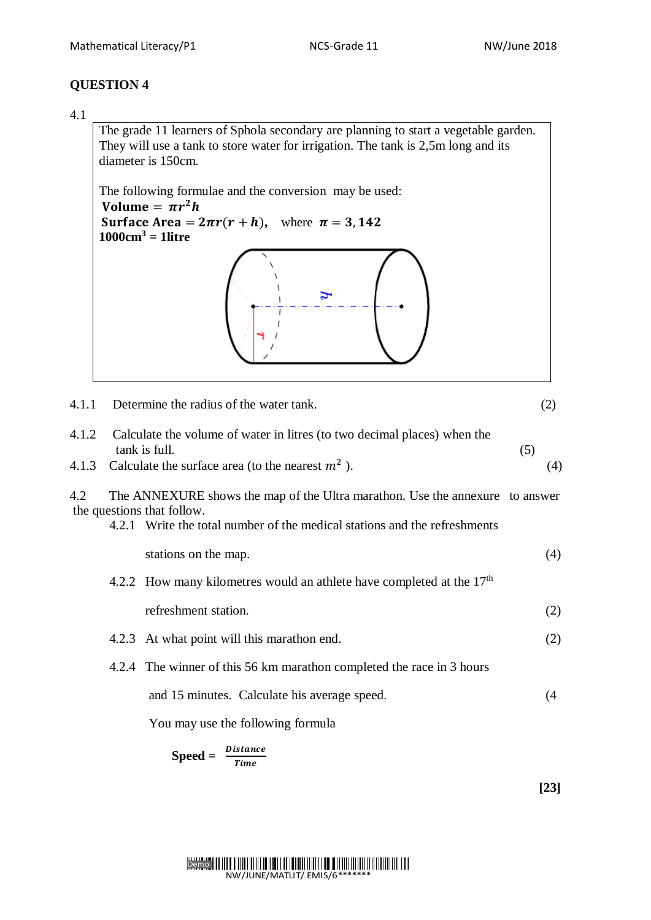## QUESTION 4

4.1

The grade 11 learners of Sphola secondary are planning to start a vegetable garden. They will use a tank to store water for irrigation. The tank is 2,5m long and its diameter is 150cm.

The following formulae and the conversion may be used:

**Volume** $= \pi r^2 h$

**Surface Area** $= 2\pi r(r + h)$, where $\pi = 3,142$

**1000cm$^3$ = 1litre**

$h$

$r$

4.1.1 Determine the radius of the water tank. (2)

4.1.2 Calculate the volume of water in litres (to two decimal places) when the tank is full. (5)

4.1.3 Calculate the surface area (to the nearest $m^2$ ). (4)

4.2 The ANNEXURE shows the map of the Ultra marathon. Use the annexure to answer the questions that follow.

4.2.1 Write the total number of the medical stations and the refreshments stations on the map. (4)

4.2.2 How many kilometres would an athlete have completed at the 17th refreshment station. (2)

4.2.3 At what point will this marathon end. (2)

4.2.4 The winner of this 56 km marathon completed the race in 3 hours and 15 minutes. Calculate his average speed. (4

You may use the following formula

$$\textbf{Speed} = \frac{\textit{Distance}}{\textit{Time}}$$

**[23]**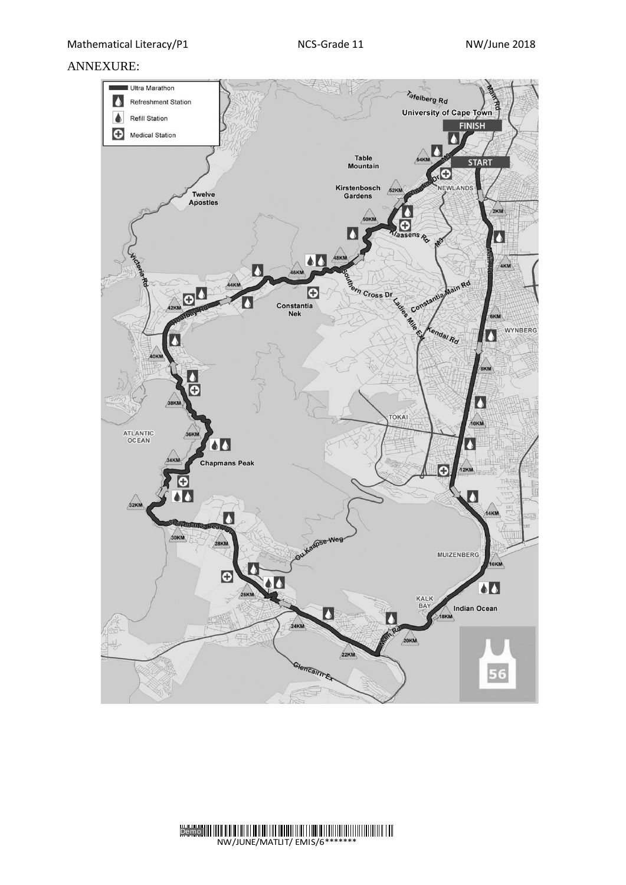ANNEXURE:

Ultra Marathon
Refreshment Station
Refill Station
Medical Station

FINISH
START
University of Cape Town
Tafelberg Rd
Main Rd
Table Mountain
Kirstenbosch Gardens
NEWLANDS
Twelve Apostles
Klaasens Rd
M3
Main Rd
Victoria Rd
Southern Cross Dr
Constantia Main Rd
Constantia Nek
Ladies Mile Ext
Kendal Rd
WYNBERG
Hout Bay Rd
TOKAI
ATLANTIC OCEAN
Chapmans Peak
Chapman's Peak Dr
Ou Kaapse Weg
MUIZENBERG
KALK BAY
Indian Ocean
Main Rd
Glencairn Ex

2KM
4KM
6KM
8KM
10KM
12KM
14KM
16KM
18KM
20KM
22KM
24KM
26KM
28KM
30KM
32KM
34KM
36KM
38KM
40KM
42KM
44KM
46KM
48KM
50KM
52KM
54KM

56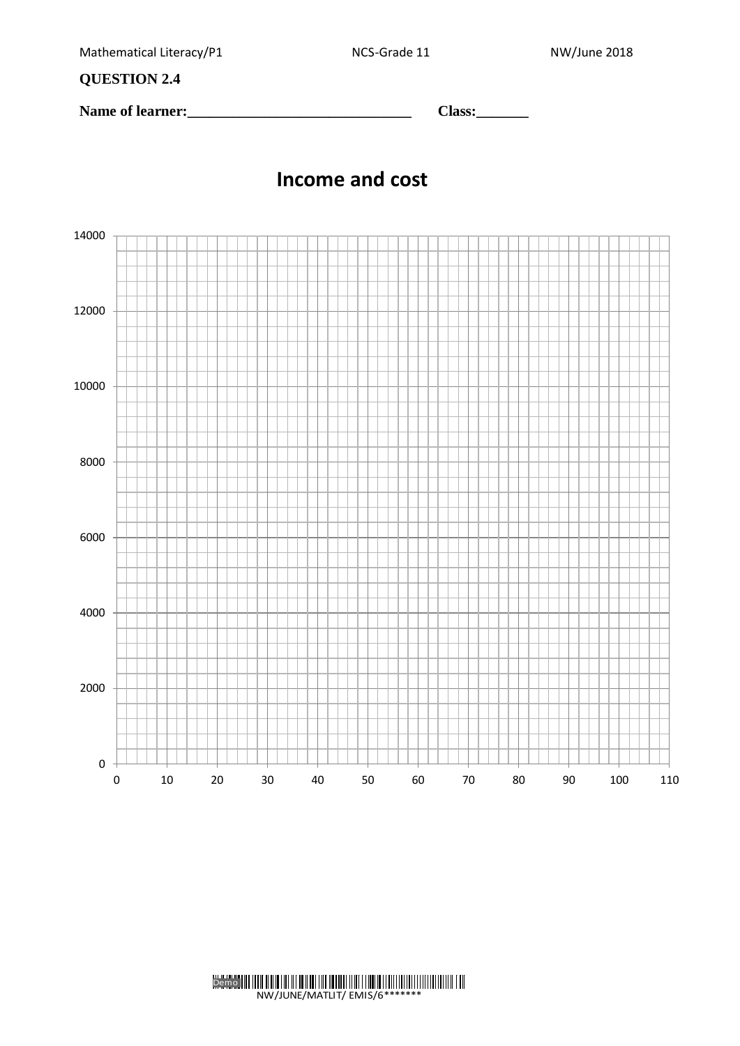**QUESTION 2.4**

**Name of learner:______________________________ Class:_______**

## Income and cost

14000
12000
10000
8000
6000
4000
2000
0

0 10 20 30 40 50 60 70 80 90 100 110

NW/JUNE/MATLIT/ EMIS/6*******